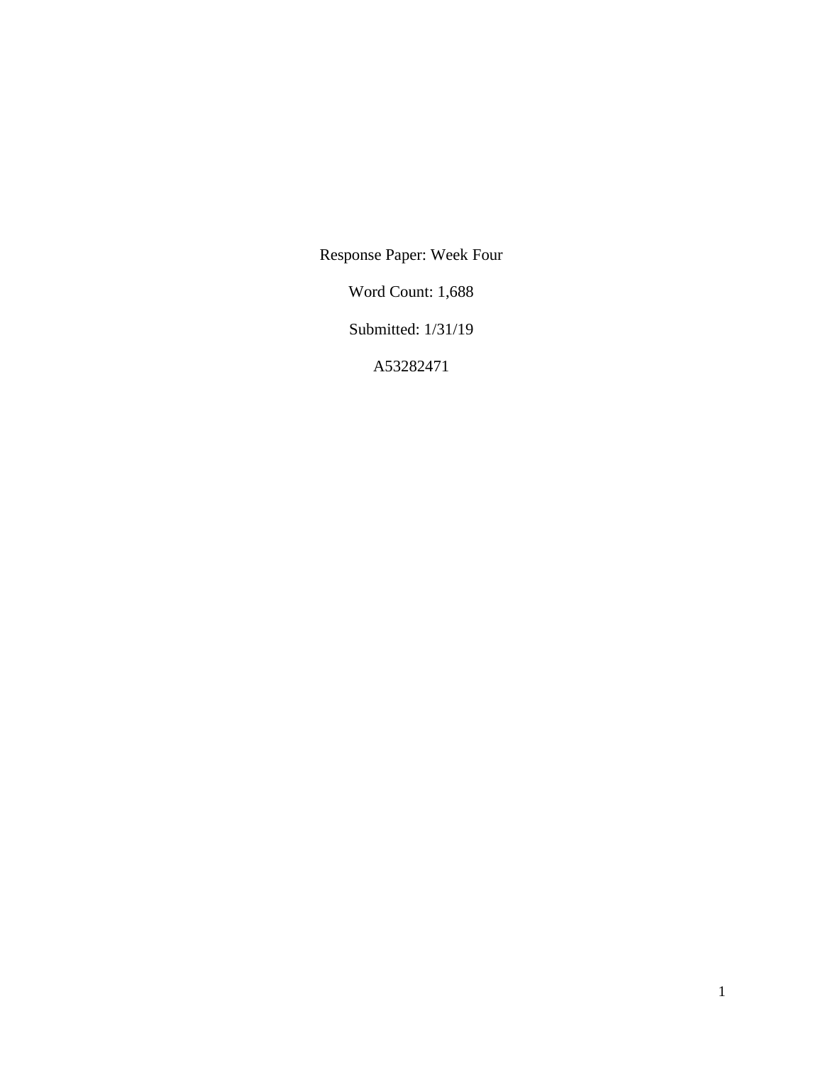Response Paper: Week Four

Word Count: 1,688

Submitted: 1/31/19

A53282471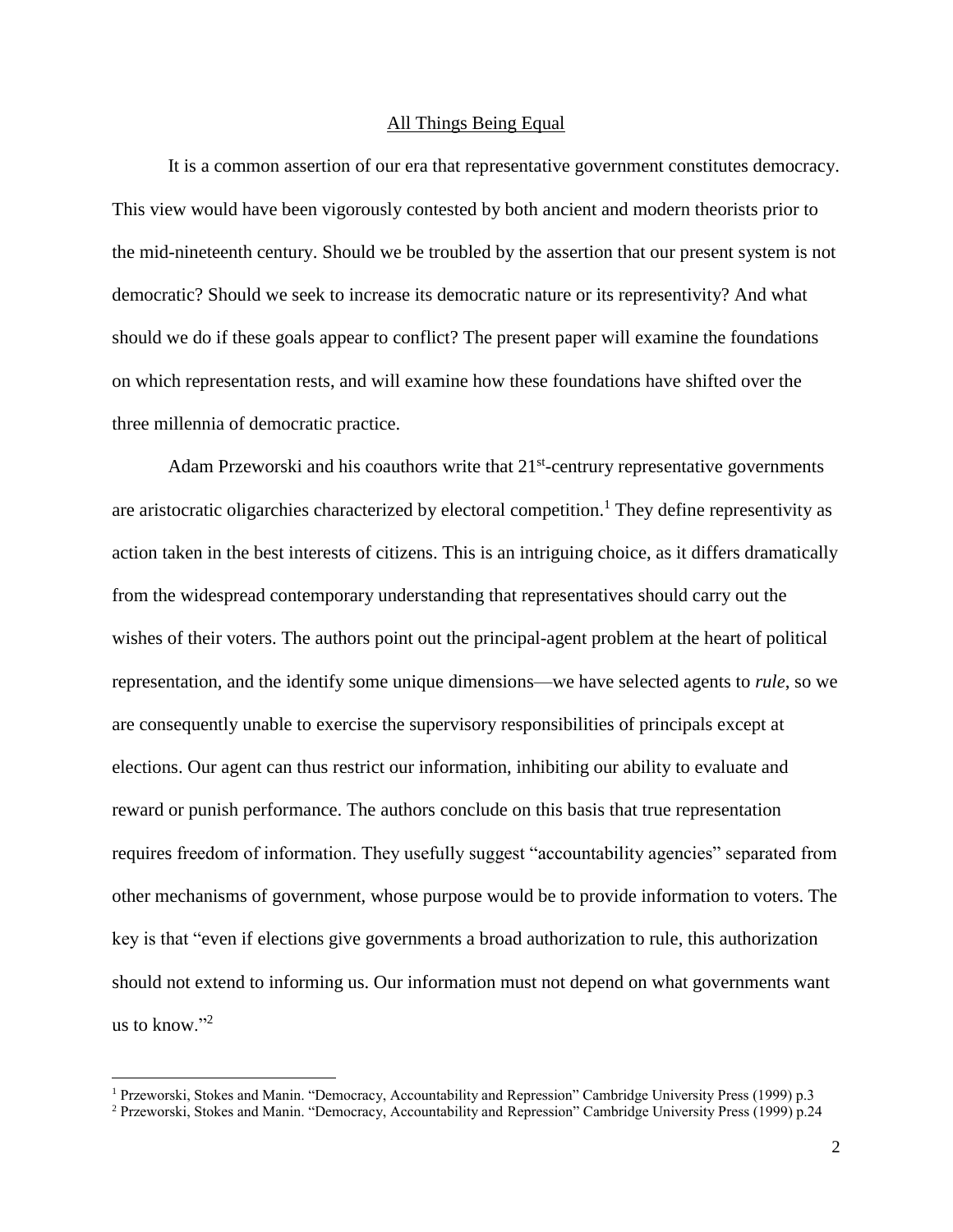## All Things Being Equal

It is a common assertion of our era that representative government constitutes democracy. This view would have been vigorously contested by both ancient and modern theorists prior to the mid-nineteenth century. Should we be troubled by the assertion that our present system is not democratic? Should we seek to increase its democratic nature or its representivity? And what should we do if these goals appear to conflict? The present paper will examine the foundations on which representation rests, and will examine how these foundations have shifted over the three millennia of democratic practice.

Adam Przeworski and his coauthors write that 21st-centrury representative governments are aristocratic oligarchies characterized by electoral competition.[1] They define representivity as action taken in the best interests of citizens. This is an intriguing choice, as it differs dramatically from the widespread contemporary understanding that representatives should carry out the wishes of their voters. The authors point out the principal-agent problem at the heart of political representation, and the identify some unique dimensions—we have selected agents to *rule*, so we are consequently unable to exercise the supervisory responsibilities of principals except at elections. Our agent can thus restrict our information, inhibiting our ability to evaluate and reward or punish performance. The authors conclude on this basis that true representation requires freedom of information. They usefully suggest "accountability agencies" separated from other mechanisms of government, whose purpose would be to provide information to voters. The key is that "even if elections give governments a broad authorization to rule, this authorization should not extend to informing us. Our information must not depend on what governments want us to know."[2]

[1] Przeworski, Stokes and Manin. "Democracy, Accountability and Repression" Cambridge University Press (1999) p.3

[2] Przeworski, Stokes and Manin. "Democracy, Accountability and Repression" Cambridge University Press (1999) p.24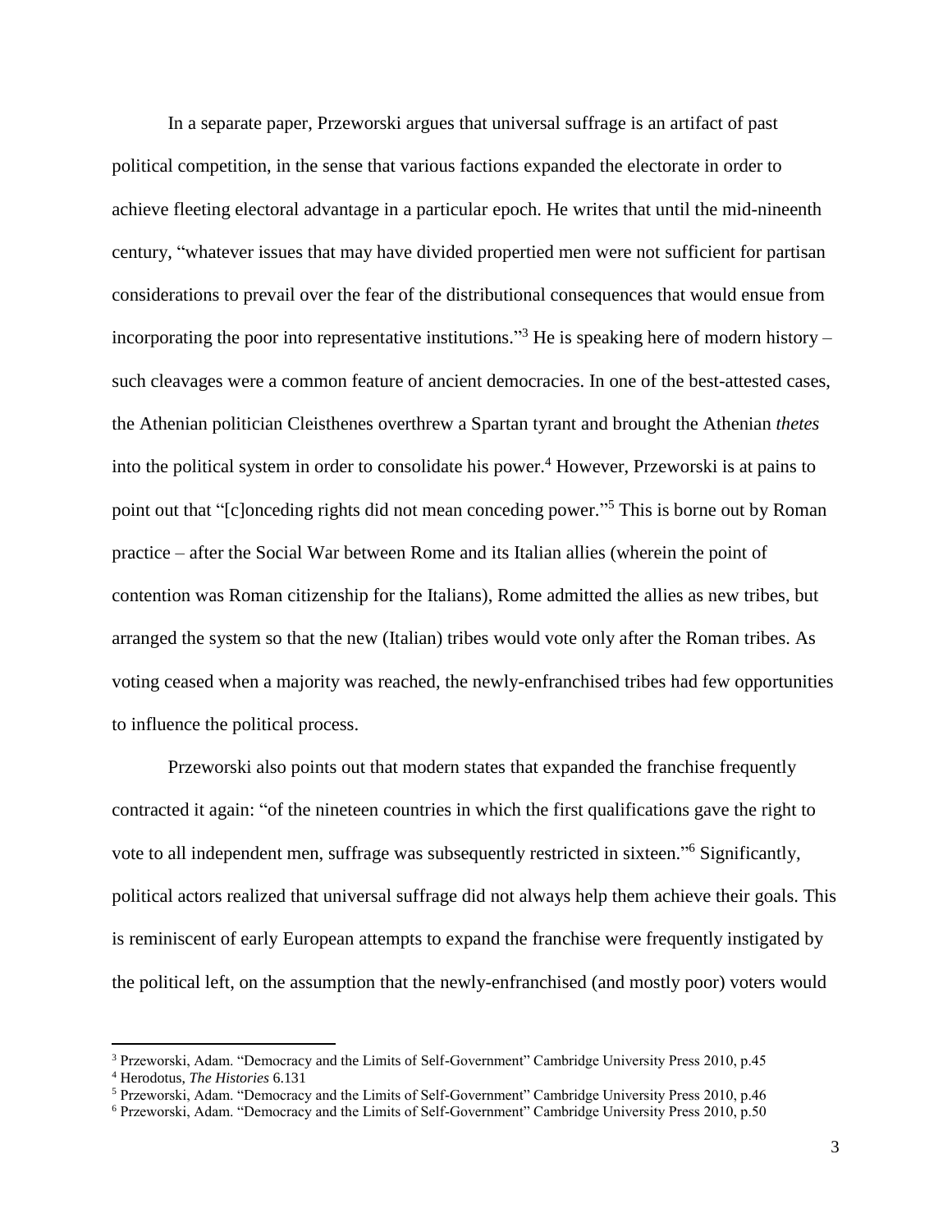In a separate paper, Przeworski argues that universal suffrage is an artifact of past political competition, in the sense that various factions expanded the electorate in order to achieve fleeting electoral advantage in a particular epoch. He writes that until the mid-nineenth century, "whatever issues that may have divided propertied men were not sufficient for partisan considerations to prevail over the fear of the distributional consequences that would ensue from incorporating the poor into representative institutions."[3] He is speaking here of modern history – such cleavages were a common feature of ancient democracies. In one of the best-attested cases, the Athenian politician Cleisthenes overthrew a Spartan tyrant and brought the Athenian *thetes* into the political system in order to consolidate his power.[4] However, Przeworski is at pains to point out that "[c]onceding rights did not mean conceding power."[5] This is borne out by Roman practice – after the Social War between Rome and its Italian allies (wherein the point of contention was Roman citizenship for the Italians), Rome admitted the allies as new tribes, but arranged the system so that the new (Italian) tribes would vote only after the Roman tribes. As voting ceased when a majority was reached, the newly-enfranchised tribes had few opportunities to influence the political process.

Przeworski also points out that modern states that expanded the franchise frequently contracted it again: "of the nineteen countries in which the first qualifications gave the right to vote to all independent men, suffrage was subsequently restricted in sixteen."[6] Significantly, political actors realized that universal suffrage did not always help them achieve their goals. This is reminiscent of early European attempts to expand the franchise were frequently instigated by the political left, on the assumption that the newly-enfranchised (and mostly poor) voters would

[3] Przeworski, Adam. "Democracy and the Limits of Self-Government" Cambridge University Press 2010, p.45

[4] Herodotus, *The Histories* 6.131

[5] Przeworski, Adam. "Democracy and the Limits of Self-Government" Cambridge University Press 2010, p.46

[6] Przeworski, Adam. "Democracy and the Limits of Self-Government" Cambridge University Press 2010, p.50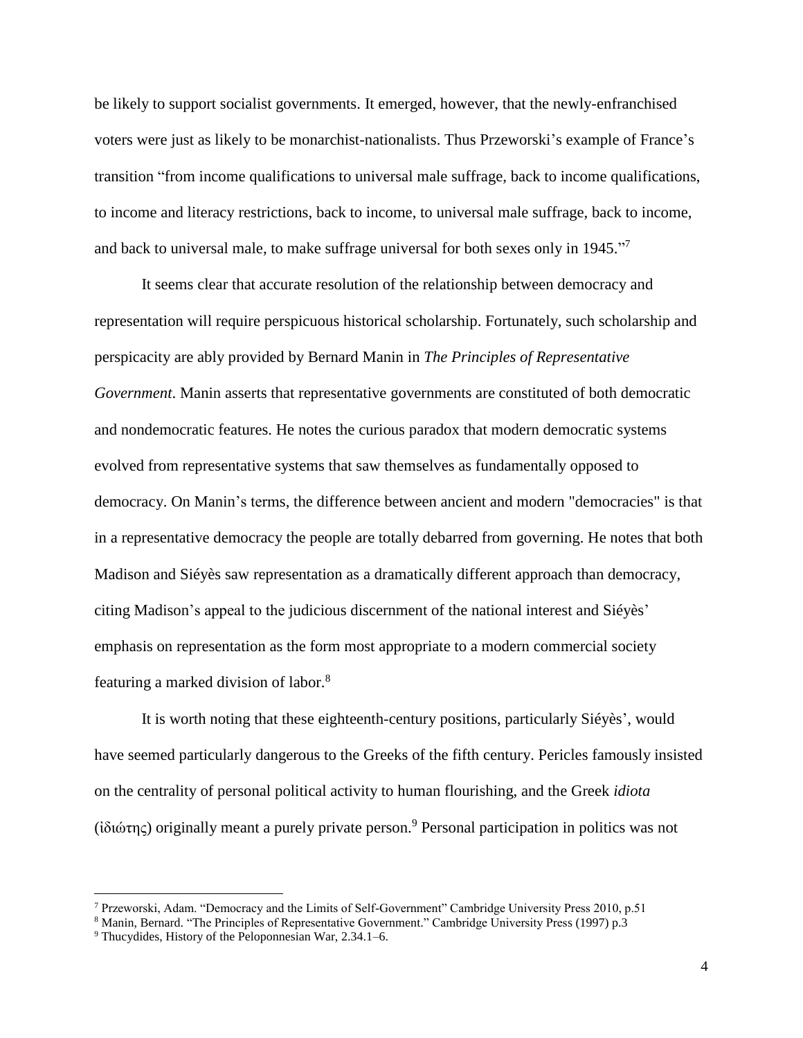be likely to support socialist governments. It emerged, however, that the newly-enfranchised voters were just as likely to be monarchist-nationalists. Thus Przeworski's example of France's transition "from income qualifications to universal male suffrage, back to income qualifications, to income and literacy restrictions, back to income, to universal male suffrage, back to income, and back to universal male, to make suffrage universal for both sexes only in 1945."[7]

It seems clear that accurate resolution of the relationship between democracy and representation will require perspicuous historical scholarship. Fortunately, such scholarship and perspicacity are ably provided by Bernard Manin in *The Principles of Representative Government*. Manin asserts that representative governments are constituted of both democratic and nondemocratic features. He notes the curious paradox that modern democratic systems evolved from representative systems that saw themselves as fundamentally opposed to democracy. On Manin's terms, the difference between ancient and modern "democracies" is that in a representative democracy the people are totally debarred from governing. He notes that both Madison and Siéyès saw representation as a dramatically different approach than democracy, citing Madison's appeal to the judicious discernment of the national interest and Siéyès' emphasis on representation as the form most appropriate to a modern commercial society featuring a marked division of labor.[8]

It is worth noting that these eighteenth-century positions, particularly Siéyès', would have seemed particularly dangerous to the Greeks of the fifth century. Pericles famously insisted on the centrality of personal political activity to human flourishing, and the Greek *idiota* (ἰδιώτης) originally meant a purely private person.[9] Personal participation in politics was not

---

[7] Przeworski, Adam. "Democracy and the Limits of Self-Government" Cambridge University Press 2010, p.51

[8] Manin, Bernard. "The Principles of Representative Government." Cambridge University Press (1997) p.3

[9] Thucydides, History of the Peloponnesian War, 2.34.1–6.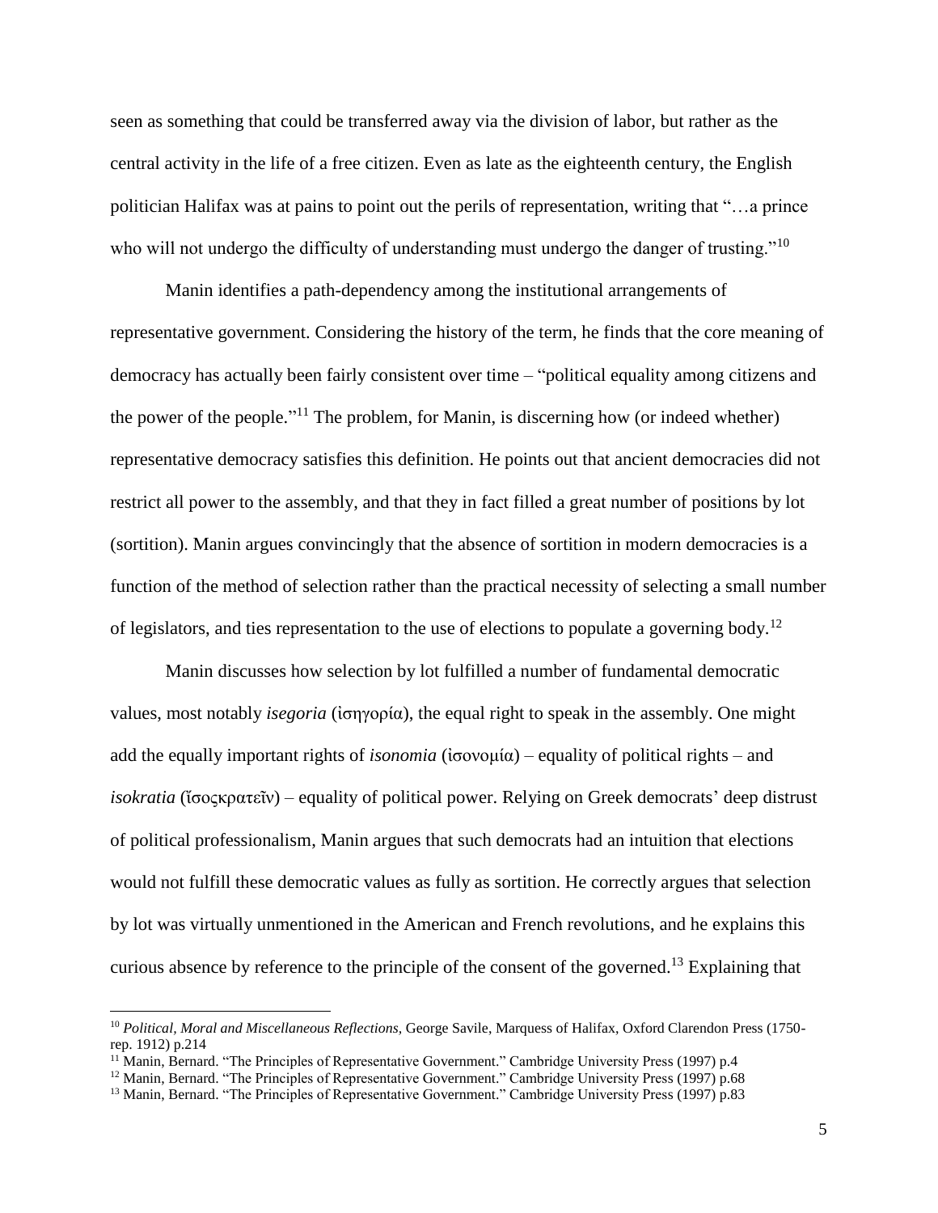seen as something that could be transferred away via the division of labor, but rather as the central activity in the life of a free citizen. Even as late as the eighteenth century, the English politician Halifax was at pains to point out the perils of representation, writing that "…a prince who will not undergo the difficulty of understanding must undergo the danger of trusting."[10]

Manin identifies a path-dependency among the institutional arrangements of representative government. Considering the history of the term, he finds that the core meaning of democracy has actually been fairly consistent over time – "political equality among citizens and the power of the people."[11] The problem, for Manin, is discerning how (or indeed whether) representative democracy satisfies this definition. He points out that ancient democracies did not restrict all power to the assembly, and that they in fact filled a great number of positions by lot (sortition). Manin argues convincingly that the absence of sortition in modern democracies is a function of the method of selection rather than the practical necessity of selecting a small number of legislators, and ties representation to the use of elections to populate a governing body.[12]

Manin discusses how selection by lot fulfilled a number of fundamental democratic values, most notably *isegoria* (ἰσηγορία), the equal right to speak in the assembly. One might add the equally important rights of *isonomia* (ἰσονομία) – equality of political rights – and *isokratia* (ἴσοςκρατεῖν) – equality of political power. Relying on Greek democrats' deep distrust of political professionalism, Manin argues that such democrats had an intuition that elections would not fulfill these democratic values as fully as sortition. He correctly argues that selection by lot was virtually unmentioned in the American and French revolutions, and he explains this curious absence by reference to the principle of the consent of the governed.[13] Explaining that

---

[10] *Political, Moral and Miscellaneous Reflections,* George Savile, Marquess of Halifax, Oxford Clarendon Press (1750-rep. 1912) p.214

[11] Manin, Bernard. "The Principles of Representative Government." Cambridge University Press (1997) p.4

[12] Manin, Bernard. "The Principles of Representative Government." Cambridge University Press (1997) p.68

[13] Manin, Bernard. "The Principles of Representative Government." Cambridge University Press (1997) p.83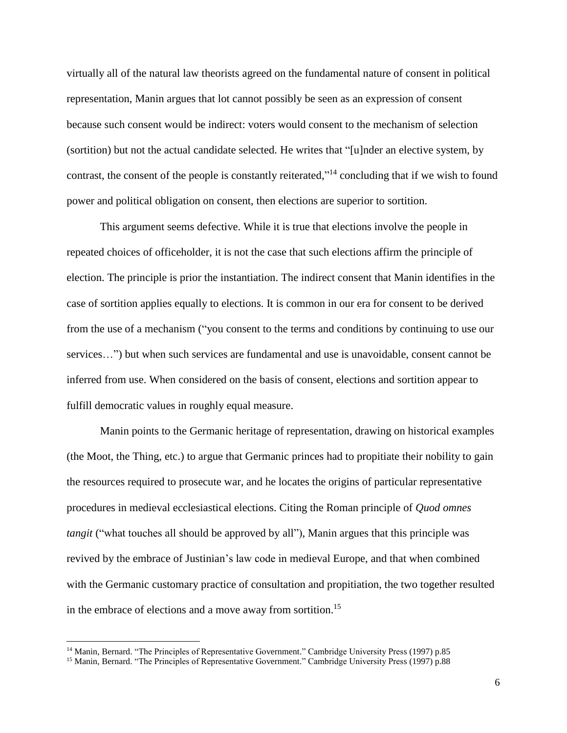virtually all of the natural law theorists agreed on the fundamental nature of consent in political representation, Manin argues that lot cannot possibly be seen as an expression of consent because such consent would be indirect: voters would consent to the mechanism of selection (sortition) but not the actual candidate selected. He writes that "[u]nder an elective system, by contrast, the consent of the people is constantly reiterated,"[14] concluding that if we wish to found power and political obligation on consent, then elections are superior to sortition.

This argument seems defective. While it is true that elections involve the people in repeated choices of officeholder, it is not the case that such elections affirm the principle of election. The principle is prior the instantiation. The indirect consent that Manin identifies in the case of sortition applies equally to elections. It is common in our era for consent to be derived from the use of a mechanism ("you consent to the terms and conditions by continuing to use our services…") but when such services are fundamental and use is unavoidable, consent cannot be inferred from use. When considered on the basis of consent, elections and sortition appear to fulfill democratic values in roughly equal measure.

Manin points to the Germanic heritage of representation, drawing on historical examples (the Moot, the Thing, etc.) to argue that Germanic princes had to propitiate their nobility to gain the resources required to prosecute war, and he locates the origins of particular representative procedures in medieval ecclesiastical elections. Citing the Roman principle of *Quod omnes tangit* ("what touches all should be approved by all"), Manin argues that this principle was revived by the embrace of Justinian's law code in medieval Europe, and that when combined with the Germanic customary practice of consultation and propitiation, the two together resulted in the embrace of elections and a move away from sortition.[15]

---

[14] Manin, Bernard. "The Principles of Representative Government." Cambridge University Press (1997) p.85

[15] Manin, Bernard. "The Principles of Representative Government." Cambridge University Press (1997) p.88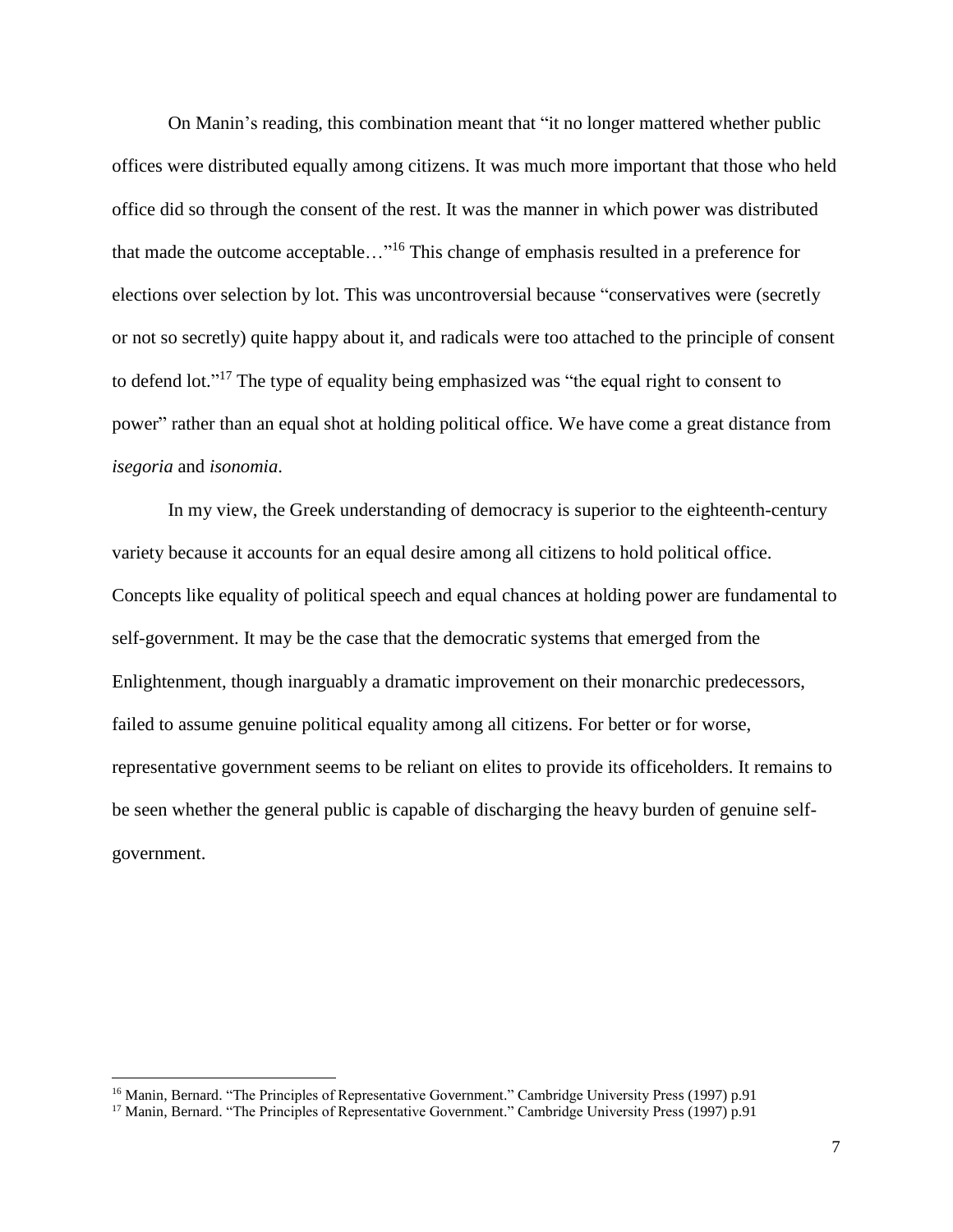On Manin's reading, this combination meant that "it no longer mattered whether public offices were distributed equally among citizens. It was much more important that those who held office did so through the consent of the rest. It was the manner in which power was distributed that made the outcome acceptable…"[16] This change of emphasis resulted in a preference for elections over selection by lot. This was uncontroversial because "conservatives were (secretly or not so secretly) quite happy about it, and radicals were too attached to the principle of consent to defend lot."[17] The type of equality being emphasized was "the equal right to consent to power" rather than an equal shot at holding political office. We have come a great distance from *isegoria* and *isonomia*.

In my view, the Greek understanding of democracy is superior to the eighteenth-century variety because it accounts for an equal desire among all citizens to hold political office. Concepts like equality of political speech and equal chances at holding power are fundamental to self-government. It may be the case that the democratic systems that emerged from the Enlightenment, though inarguably a dramatic improvement on their monarchic predecessors, failed to assume genuine political equality among all citizens. For better or for worse, representative government seems to be reliant on elites to provide its officeholders. It remains to be seen whether the general public is capable of discharging the heavy burden of genuine self-government.

[16] Manin, Bernard. "The Principles of Representative Government." Cambridge University Press (1997) p.91

[17] Manin, Bernard. "The Principles of Representative Government." Cambridge University Press (1997) p.91